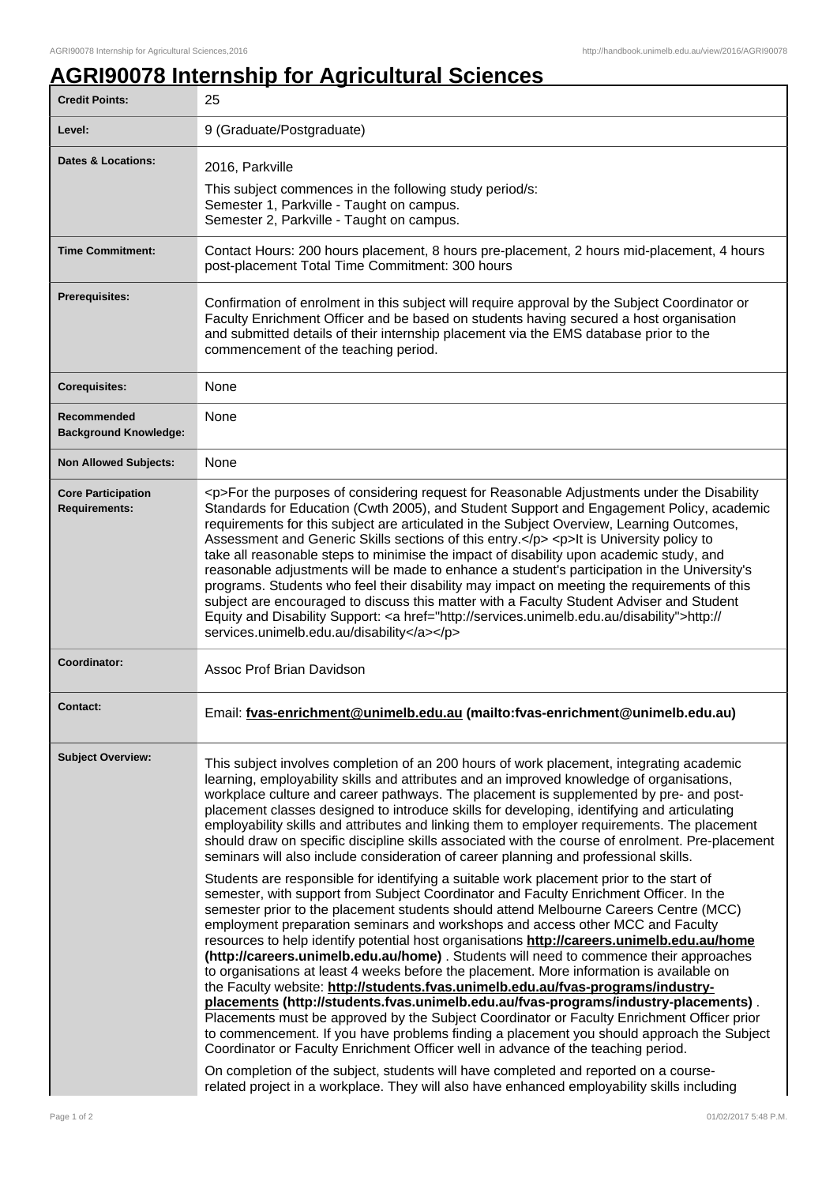# AGRI90078 Internship for Agricultural Sciences

| | |
|---|---|
| **Credit Points:** | 25 |
| **Level:** | 9 (Graduate/Postgraduate) |
| **Dates & Locations:** | 2016, Parkville<br>This subject commences in the following study period/s:<br>Semester 1, Parkville - Taught on campus.<br>Semester 2, Parkville - Taught on campus. |
| **Time Commitment:** | Contact Hours: 200 hours placement, 8 hours pre-placement, 2 hours mid-placement, 4 hours post-placement Total Time Commitment: 300 hours |
| **Prerequisites:** | Confirmation of enrolment in this subject will require approval by the Subject Coordinator or Faculty Enrichment Officer and be based on students having secured a host organisation and submitted details of their internship placement via the EMS database prior to the commencement of the teaching period. |
| **Corequisites:** | None |
| **Recommended Background Knowledge:** | None |
| **Non Allowed Subjects:** | None |
| **Core Participation Requirements:** | <p>For the purposes of considering request for Reasonable Adjustments under the Disability Standards for Education (Cwth 2005), and Student Support and Engagement Policy, academic requirements for this subject are articulated in the Subject Overview, Learning Outcomes, Assessment and Generic Skills sections of this entry.</p> <p>It is University policy to take all reasonable steps to minimise the impact of disability upon academic study, and reasonable adjustments will be made to enhance a student's participation in the University's programs. Students who feel their disability may impact on meeting the requirements of this subject are encouraged to discuss this matter with a Faculty Student Adviser and Student Equity and Disability Support: <a href="http://services.unimelb.edu.au/disability">http://services.unimelb.edu.au/disability</a></p> |
| **Coordinator:** | Assoc Prof Brian Davidson |
| **Contact:** | Email: **fvas-enrichment@unimelb.edu.au (mailto:fvas-enrichment@unimelb.edu.au)** |
| **Subject Overview:** | This subject involves completion of an 200 hours of work placement, integrating academic learning, employability skills and attributes and an improved knowledge of organisations, workplace culture and career pathways. The placement is supplemented by pre- and post-placement classes designed to introduce skills for developing, identifying and articulating employability skills and attributes and linking them to employer requirements. The placement should draw on specific discipline skills associated with the course of enrolment. Pre-placement seminars will also include consideration of career planning and professional skills.<br><br>Students are responsible for identifying a suitable work placement prior to the start of semester, with support from Subject Coordinator and Faculty Enrichment Officer. In the semester prior to the placement students should attend Melbourne Careers Centre (MCC) employment preparation seminars and workshops and access other MCC and Faculty resources to help identify potential host organisations **http://careers.unimelb.edu.au/home (http://careers.unimelb.edu.au/home)** . Students will need to commence their approaches to organisations at least 4 weeks before the placement. More information is available on the Faculty website: **http://students.fvas.unimelb.edu.au/fvas-programs/industry-placements (http://students.fvas.unimelb.edu.au/fvas-programs/industry-placements)** . Placements must be approved by the Subject Coordinator or Faculty Enrichment Officer prior to commencement. If you have problems finding a placement you should approach the Subject Coordinator or Faculty Enrichment Officer well in advance of the teaching period.<br><br>On completion of the subject, students will have completed and reported on a course-related project in a workplace. They will also have enhanced employability skills including |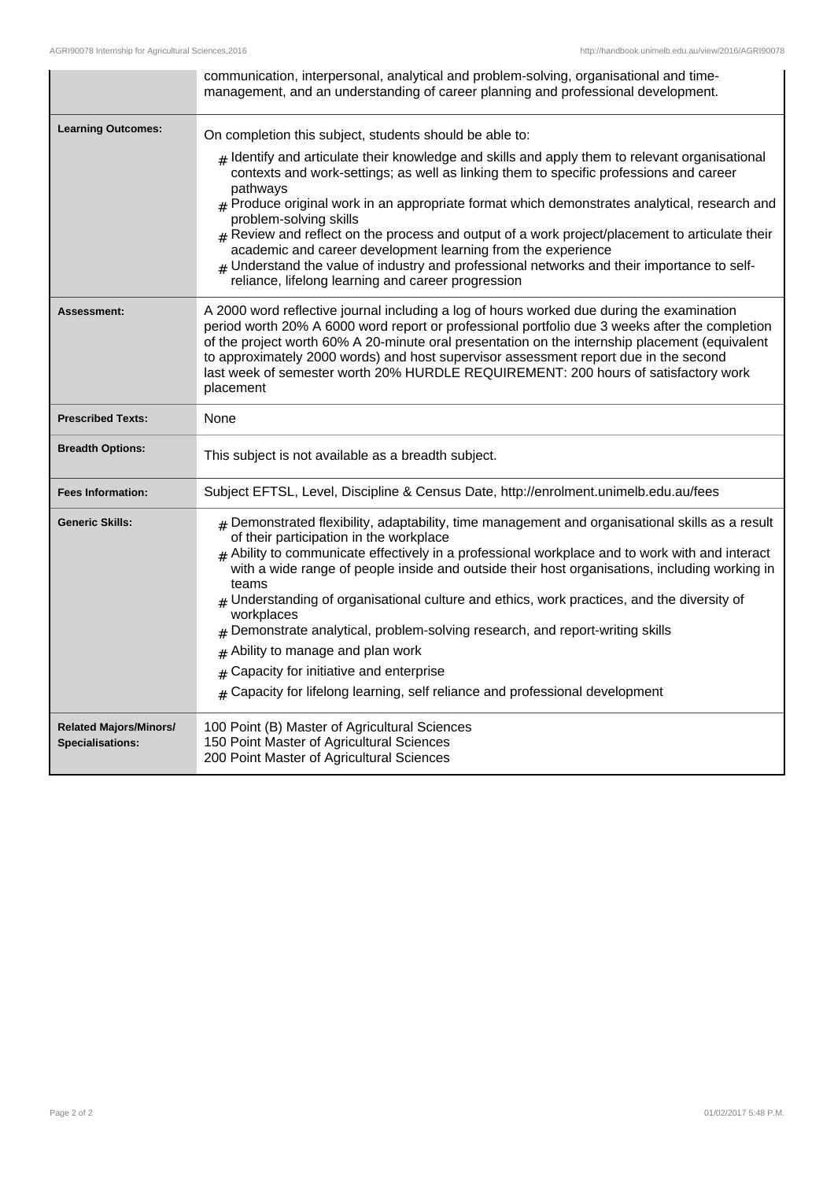| | |
|---|---|
| | communication, interpersonal, analytical and problem-solving, organisational and time-management, and an understanding of career planning and professional development. |
| **Learning Outcomes:** | On completion this subject, students should be able to:<br># Identify and articulate their knowledge and skills and apply them to relevant organisational contexts and work-settings; as well as linking them to specific professions and career pathways<br># Produce original work in an appropriate format which demonstrates analytical, research and problem-solving skills<br># Review and reflect on the process and output of a work project/placement to articulate their academic and career development learning from the experience<br># Understand the value of industry and professional networks and their importance to self-reliance, lifelong learning and career progression |
| **Assessment:** | A 2000 word reflective journal including a log of hours worked due during the examination period worth 20% A 6000 word report or professional portfolio due 3 weeks after the completion of the project worth 60% A 20-minute oral presentation on the internship placement (equivalent to approximately 2000 words) and host supervisor assessment report due in the second last week of semester worth 20% HURDLE REQUIREMENT: 200 hours of satisfactory work placement |
| **Prescribed Texts:** | None |
| **Breadth Options:** | This subject is not available as a breadth subject. |
| **Fees Information:** | Subject EFTSL, Level, Discipline & Census Date, http://enrolment.unimelb.edu.au/fees |
| **Generic Skills:** | # Demonstrated flexibility, adaptability, time management and organisational skills as a result of their participation in the workplace<br># Ability to communicate effectively in a professional workplace and to work with and interact with a wide range of people inside and outside their host organisations, including working in teams<br># Understanding of organisational culture and ethics, work practices, and the diversity of workplaces<br># Demonstrate analytical, problem-solving research, and report-writing skills<br># Ability to manage and plan work<br># Capacity for initiative and enterprise<br># Capacity for lifelong learning, self reliance and professional development |
| **Related Majors/Minors/ Specialisations:** | 100 Point (B) Master of Agricultural Sciences<br>150 Point Master of Agricultural Sciences<br>200 Point Master of Agricultural Sciences |